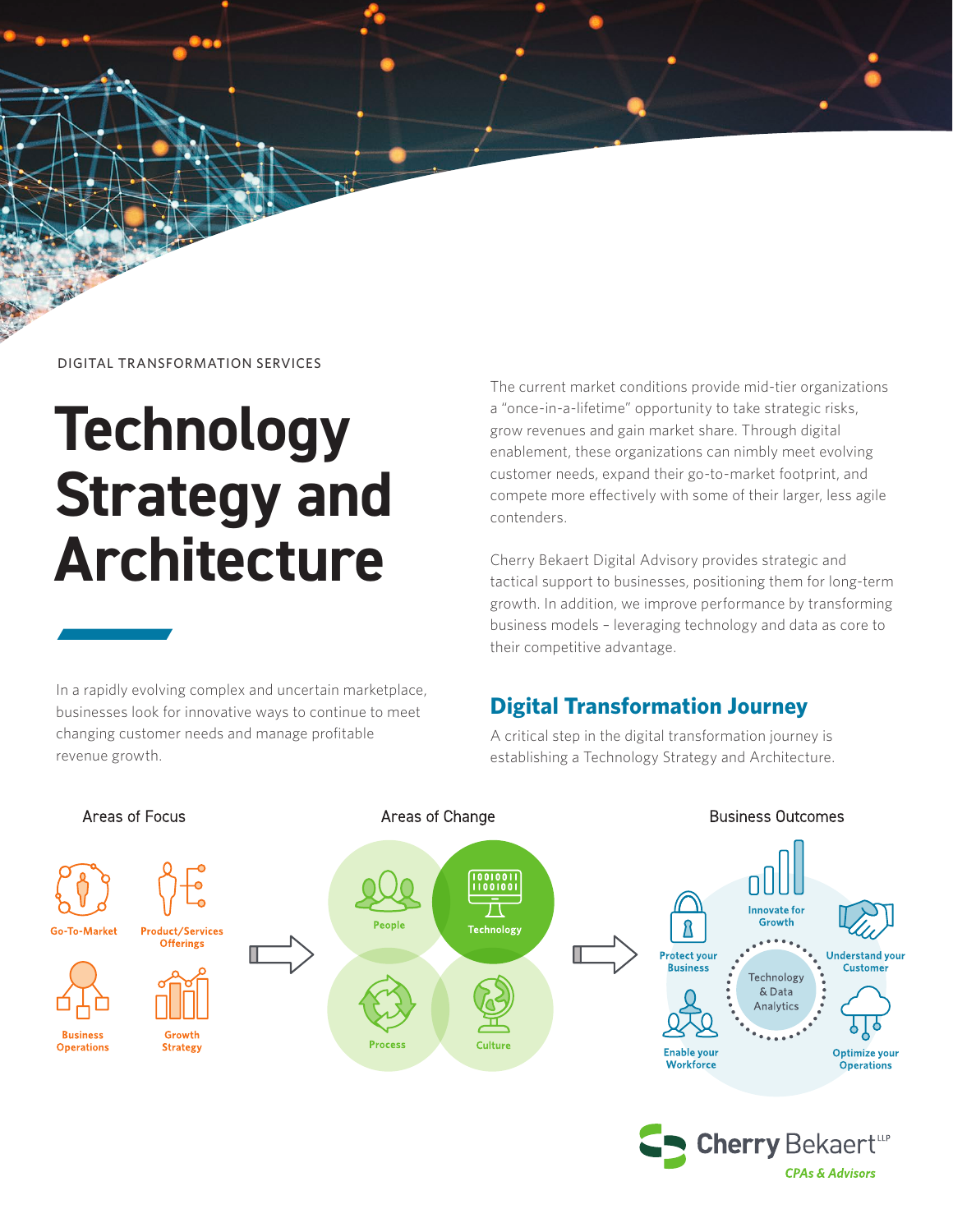DIGITAL TRANSFORMATION SERVICES

# Technology Strategy and Architecture

In a rapidly evolving complex and uncertain marketplace, businesses look for innovative ways to continue to meet changing customer needs and manage profitable revenue growth.

The current market conditions provide mid-tier organizations a "once-in-a-lifetime" opportunity to take strategic risks, grow revenues and gain market share. Through digital enablement, these organizations can nimbly meet evolving customer needs, expand their go-to-market footprint, and compete more effectively with some of their larger, less agile contenders.

Cherry Bekaert Digital Advisory provides strategic and tactical support to businesses, positioning them for long-term growth. In addition, we improve performance by transforming business models – leveraging technology and data as core to their competitive advantage.

## Digital Transformation Journey

A critical step in the digital transformation journey is establishing a Technology Strategy and Architecture.

**Areas of Focus**

- Go-To-Market
- Product/Services Offerings
- Business Operations
- Growth Strategy

**Areas of Change**

- People
- Technology
- Process
- Culture

**Business Outcomes**

Technology & Data Analytics

- Innovate for Growth
- Understand your Customer
- Optimize your Operations
- Enable your Workforce
- Protect your Business

Cherry Bekaert LLP
*CPAs & Advisors*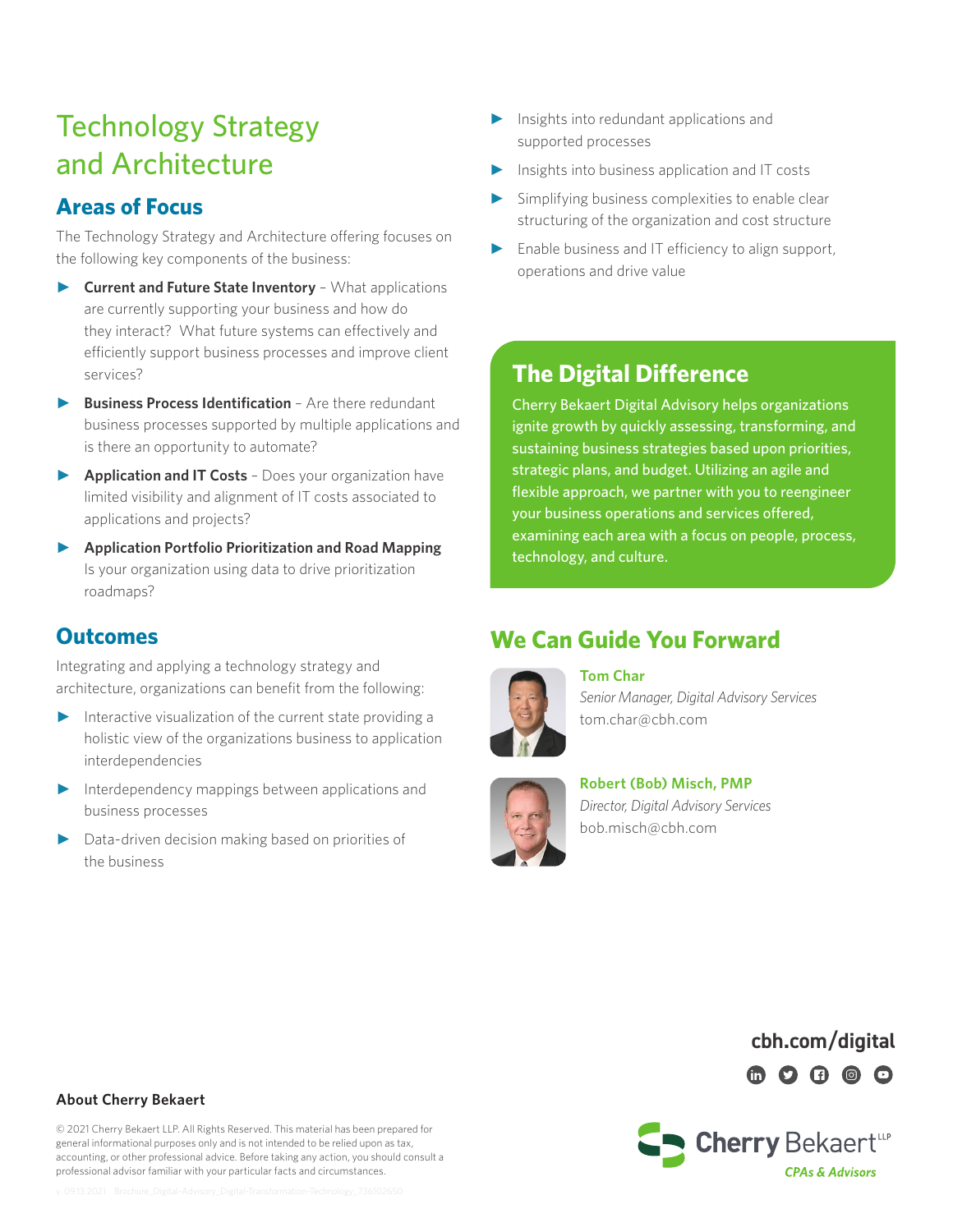# Technology Strategy and Architecture

## Areas of Focus

The Technology Strategy and Architecture offering focuses on the following key components of the business:

- **Current and Future State Inventory** – What applications are currently supporting your business and how do they interact? What future systems can effectively and efficiently support business processes and improve client services?
- **Business Process Identification** – Are there redundant business processes supported by multiple applications and is there an opportunity to automate?
- **Application and IT Costs** – Does your organization have limited visibility and alignment of IT costs associated to applications and projects?
- **Application Portfolio Prioritization and Road Mapping** Is your organization using data to drive prioritization roadmaps?

## Outcomes

Integrating and applying a technology strategy and architecture, organizations can benefit from the following:

- Interactive visualization of the current state providing a holistic view of the organizations business to application interdependencies
- Interdependency mappings between applications and business processes
- Data-driven decision making based on priorities of the business
- Insights into redundant applications and supported processes
- Insights into business application and IT costs
- Simplifying business complexities to enable clear structuring of the organization and cost structure
- Enable business and IT efficiency to align support, operations and drive value

## The Digital Difference

Cherry Bekaert Digital Advisory helps organizations ignite growth by quickly assessing, transforming, and sustaining business strategies based upon priorities, strategic plans, and budget. Utilizing an agile and flexible approach, we partner with you to reengineer your business operations and services offered, examining each area with a focus on people, process, technology, and culture.

## We Can Guide You Forward

**Tom Char**
*Senior Manager, Digital Advisory Services*
tom.char@cbh.com

**Robert (Bob) Misch, PMP**
*Director, Digital Advisory Services*
bob.misch@cbh.com

**cbh.com/digital**

Cherry Bekaert LLP
*CPAs & Advisors*

**About Cherry Bekaert**

© 2021 Cherry Bekaert LLP. All Rights Reserved. This material has been prepared for general informational purposes only and is not intended to be relied upon as tax, accounting, or other professional advice. Before taking any action, you should consult a professional advisor familiar with your particular facts and circumstances.

v. 09.13.2021 Brochure_Digital-Advisory_Digital-Transformation-Technology_736102650